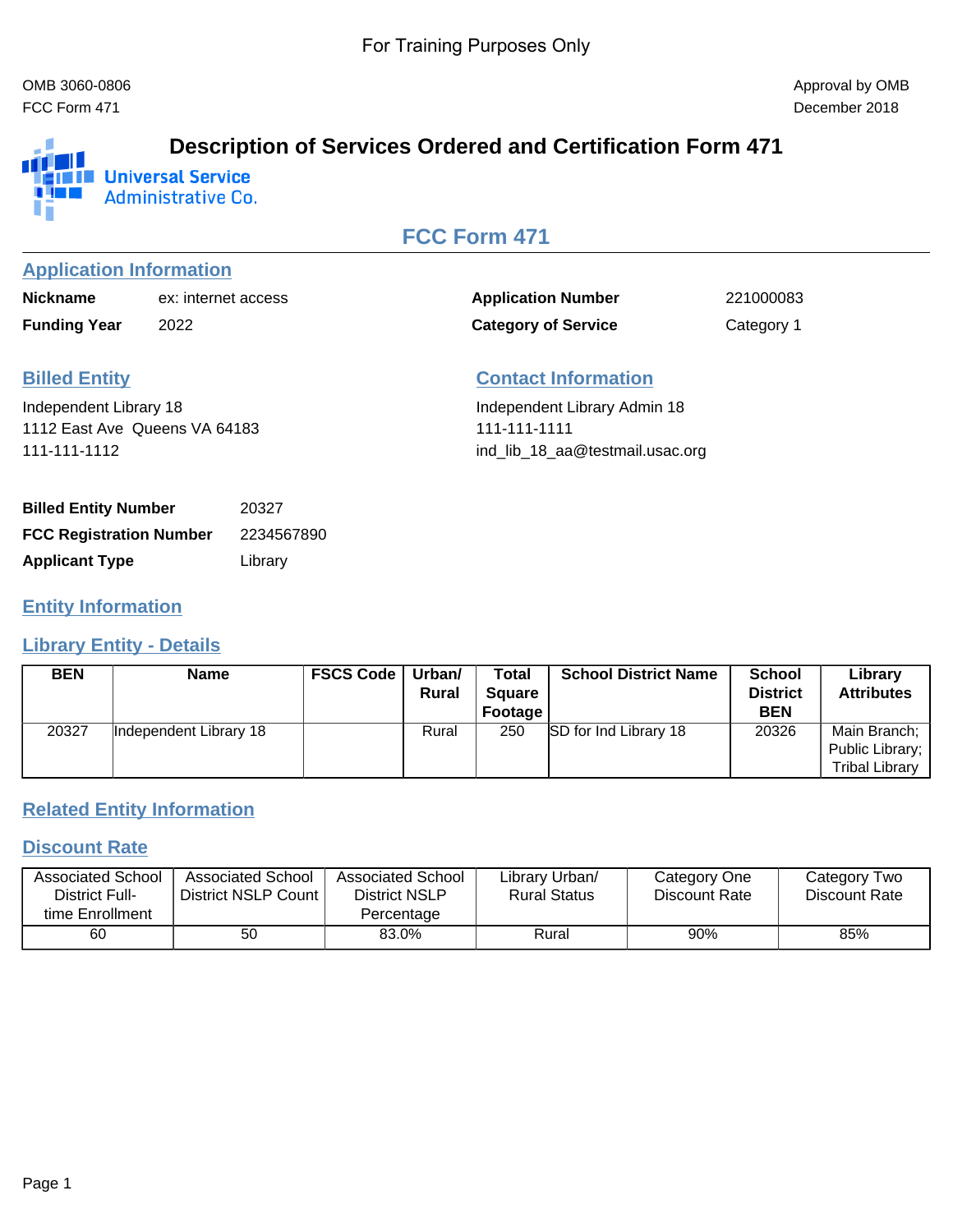For Training Purposes Only

OMB 3060-0806
FCC Form 471

Approval by OMB
December 2018

# Description of Services Ordered and Certification Form 471

Universal Service Administrative Co.

## FCC Form 471

### Application Information

**Nickname** ex: internet access

**Funding Year** 2022

**Application Number** 221000083

**Category of Service** Category 1

### Billed Entity

Independent Library 18
1112 East Ave Queens VA 64183
111-111-1112

### Contact Information

Independent Library Admin 18
111-111-1111
ind_lib_18_aa@testmail.usac.org

**Billed Entity Number** 20327

**FCC Registration Number** 2234567890

**Applicant Type** Library

### Entity Information

### Library Entity - Details

| BEN | Name | FSCS Code | Urban/ Rural | Total Square Footage | School District Name | School District BEN | Library Attributes |
|---|---|---|---|---|---|---|---|
| 20327 | Independent Library 18 | | Rural | 250 | SD for Ind Library 18 | 20326 | Main Branch; Public Library; Tribal Library |

### Related Entity Information

### Discount Rate

| Associated School District Full-time Enrollment | Associated School District NSLP Count | Associated School District NSLP Percentage | Library Urban/ Rural Status | Category One Discount Rate | Category Two Discount Rate |
|---|---|---|---|---|---|
| 60 | 50 | 83.0% | Rural | 90% | 85% |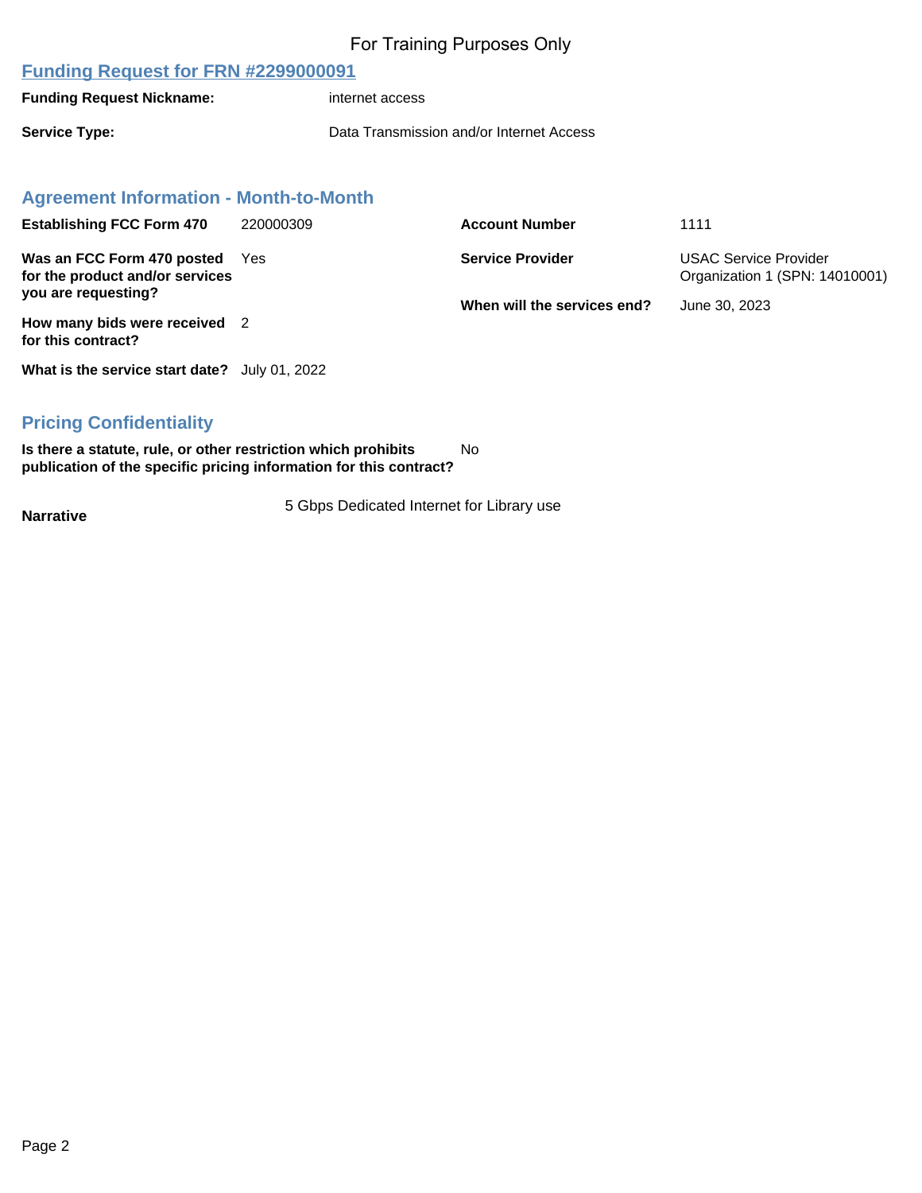For Training Purposes Only

## Funding Request for FRN #2299000091

**Funding Request Nickname:** internet access

**Service Type:** Data Transmission and/or Internet Access

### Agreement Information - Month-to-Month

**Establishing FCC Form 470** 220000309

**Was an FCC Form 470 posted for the product and/or services you are requesting?** Yes

**How many bids were received for this contract?** 2

**What is the service start date?** July 01, 2022

**Account Number** 1111

**Service Provider** USAC Service Provider Organization 1 (SPN: 14010001)

**When will the services end?** June 30, 2023

### Pricing Confidentiality

**Is there a statute, rule, or other restriction which prohibits publication of the specific pricing information for this contract?** No

**Narrative** 5 Gbps Dedicated Internet for Library use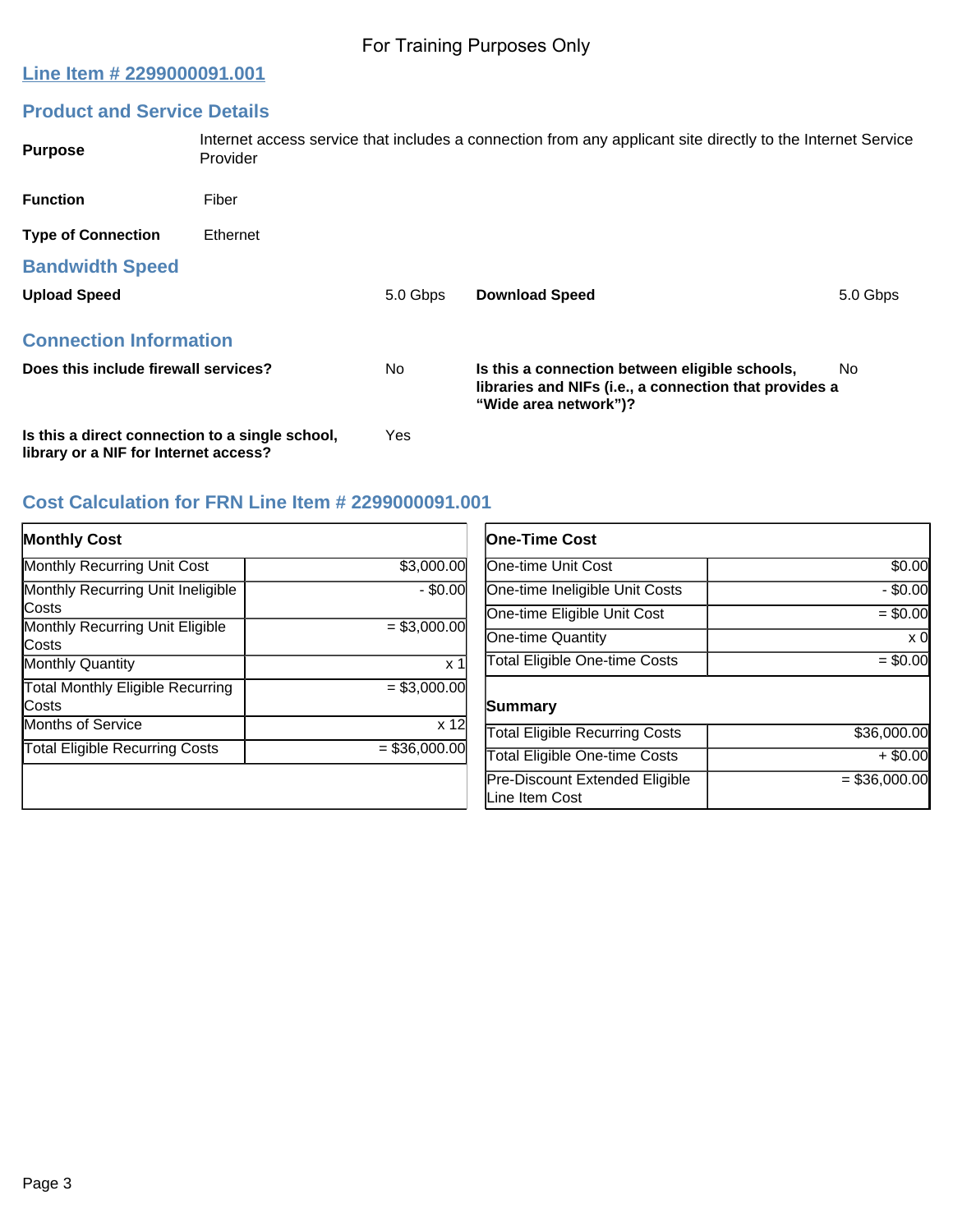For Training Purposes Only

## Line Item # 2299000091.001

### Product and Service Details

**Purpose** Internet access service that includes a connection from any applicant site directly to the Internet Service Provider

**Function** Fiber

**Type of Connection** Ethernet

### Bandwidth Speed

**Upload Speed** 5.0 Gbps

**Download Speed** 5.0 Gbps

### Connection Information

**Does this include firewall services?** No

**Is this a connection between eligible schools, libraries and NIFs (i.e., a connection that provides a "Wide area network")?** No

**Is this a direct connection to a single school, library or a NIF for Internet access?** Yes

### Cost Calculation for FRN Line Item # 2299000091.001

| **Monthly Cost** | |
|---|---|
| Monthly Recurring Unit Cost | $3,000.00 |
| Monthly Recurring Unit Ineligible Costs | - $0.00 |
| Monthly Recurring Unit Eligible Costs | = $3,000.00 |
| Monthly Quantity | x 1 |
| Total Monthly Eligible Recurring Costs | = $3,000.00 |
| Months of Service | x 12 |
| Total Eligible Recurring Costs | = $36,000.00 |

| **One-Time Cost** | |
|---|---|
| One-time Unit Cost | $0.00 |
| One-time Ineligible Unit Costs | - $0.00 |
| One-time Eligible Unit Cost | = $0.00 |
| One-time Quantity | x 0 |
| Total Eligible One-time Costs | = $0.00 |

| **Summary** | |
|---|---|
| Total Eligible Recurring Costs | $36,000.00 |
| Total Eligible One-time Costs | + $0.00 |
| Pre-Discount Extended Eligible Line Item Cost | = $36,000.00 |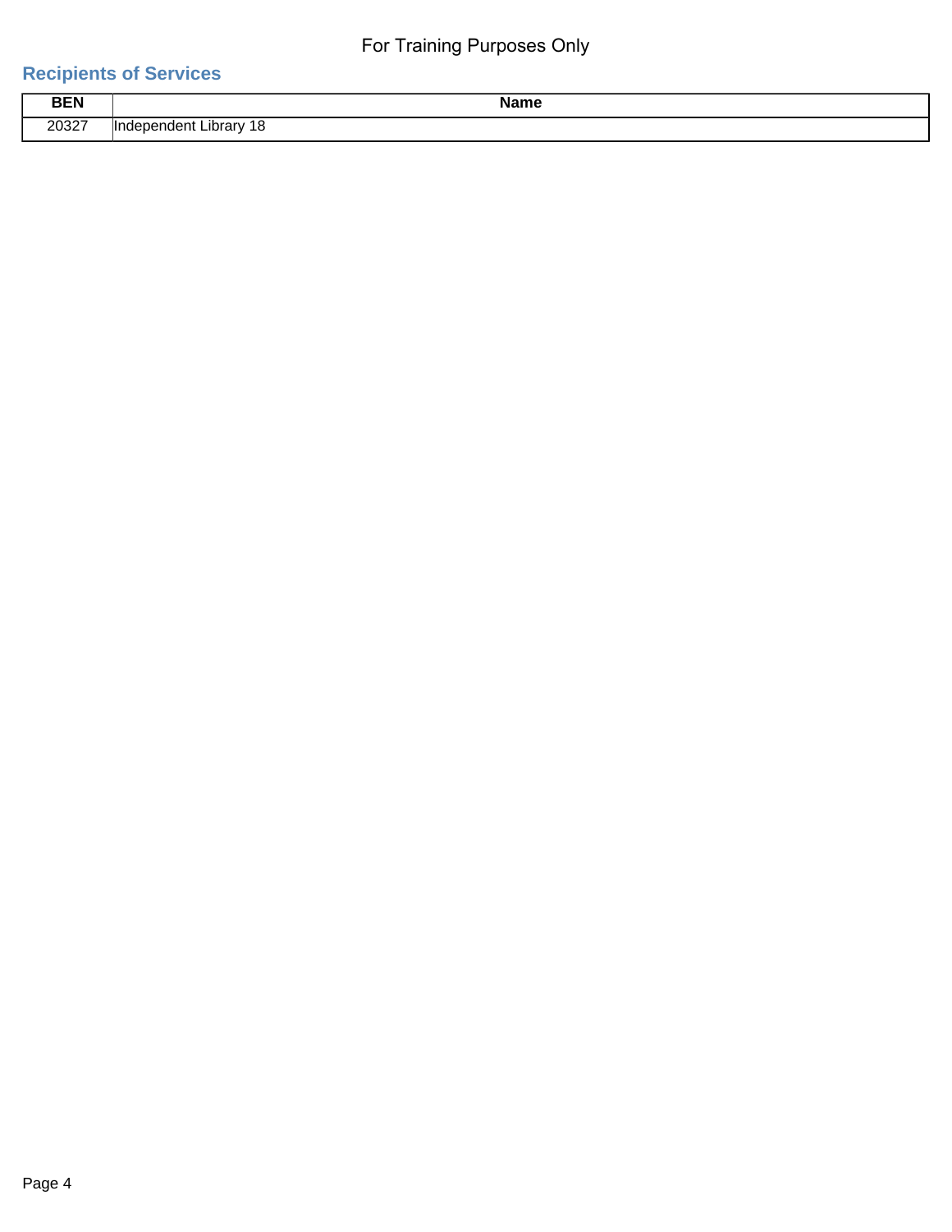For Training Purposes Only

## Recipients of Services

| BEN | Name |
|---|---|
| 20327 | Independent Library 18 |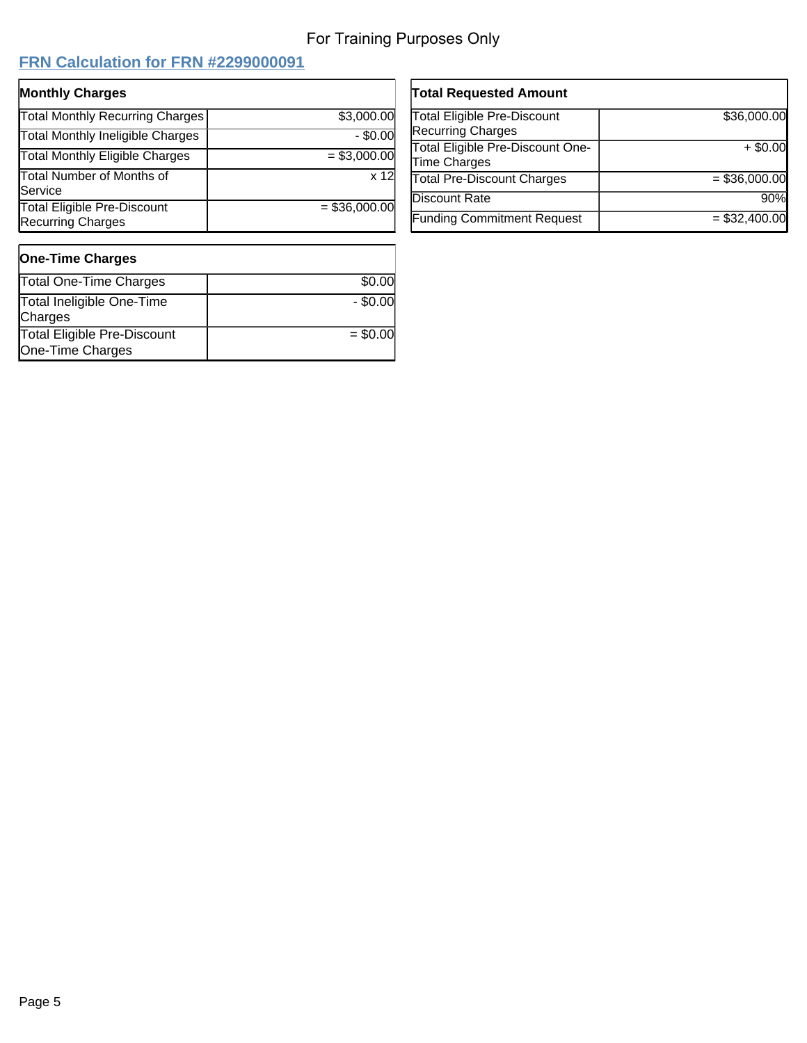For Training Purposes Only

## FRN Calculation for FRN #2299000091

| Monthly Charges | |
|---|---|
| Total Monthly Recurring Charges | $3,000.00 |
| Total Monthly Ineligible Charges | - $0.00 |
| Total Monthly Eligible Charges | = $3,000.00 |
| Total Number of Months of Service | x 12 |
| Total Eligible Pre-Discount Recurring Charges | = $36,000.00 |

| One-Time Charges | |
|---|---|
| Total One-Time Charges | $0.00 |
| Total Ineligible One-Time Charges | - $0.00 |
| Total Eligible Pre-Discount One-Time Charges | = $0.00 |

| Total Requested Amount | |
|---|---|
| Total Eligible Pre-Discount Recurring Charges | $36,000.00 |
| Total Eligible Pre-Discount One-Time Charges | + $0.00 |
| Total Pre-Discount Charges | = $36,000.00 |
| Discount Rate | 90% |
| Funding Commitment Request | = $32,400.00 |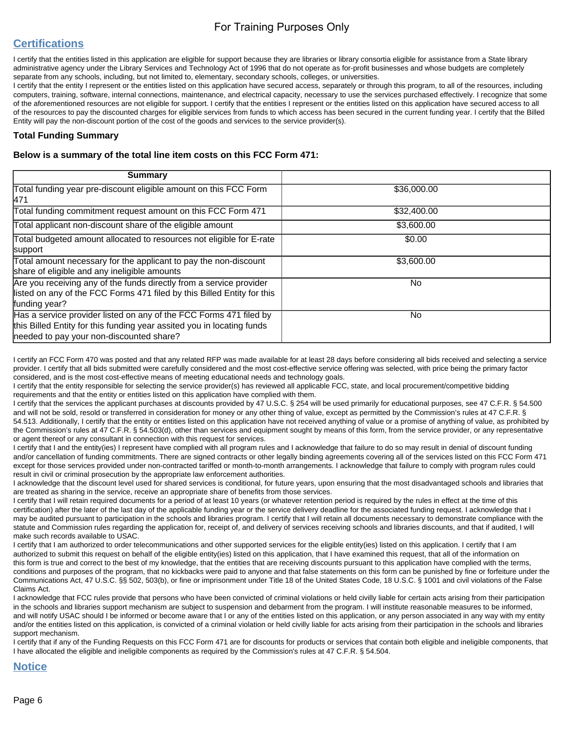For Training Purposes Only

## Certifications

I certify that the entities listed in this application are eligible for support because they are libraries or library consortia eligible for assistance from a State library administrative agency under the Library Services and Technology Act of 1996 that do not operate as for-profit businesses and whose budgets are completely separate from any schools, including, but not limited to, elementary, secondary schools, colleges, or universities.

I certify that the entity I represent or the entities listed on this application have secured access, separately or through this program, to all of the resources, including computers, training, software, internal connections, maintenance, and electrical capacity, necessary to use the services purchased effectively. I recognize that some of the aforementioned resources are not eligible for support. I certify that the entities I represent or the entities listed on this application have secured access to all of the resources to pay the discounted charges for eligible services from funds to which access has been secured in the current funding year. I certify that the Billed Entity will pay the non-discount portion of the cost of the goods and services to the service provider(s).

### Total Funding Summary

**Below is a summary of the total line item costs on this FCC Form 471:**

| Summary | |
|---|---|
| Total funding year pre-discount eligible amount on this FCC Form 471 | $36,000.00 |
| Total funding commitment request amount on this FCC Form 471 | $32,400.00 |
| Total applicant non-discount share of the eligible amount | $3,600.00 |
| Total budgeted amount allocated to resources not eligible for E-rate support | $0.00 |
| Total amount necessary for the applicant to pay the non-discount share of eligible and any ineligible amounts | $3,600.00 |
| Are you receiving any of the funds directly from a service provider listed on any of the FCC Forms 471 filed by this Billed Entity for this funding year? | No |
| Has a service provider listed on any of the FCC Forms 471 filed by this Billed Entity for this funding year assited you in locating funds needed to pay your non-discounted share? | No |

I certify an FCC Form 470 was posted and that any related RFP was made available for at least 28 days before considering all bids received and selecting a service provider. I certify that all bids submitted were carefully considered and the most cost-effective service offering was selected, with price being the primary factor considered, and is the most cost-effective means of meeting educational needs and technology goals.

I certify that the entity responsible for selecting the service provider(s) has reviewed all applicable FCC, state, and local procurement/competitive bidding requirements and that the entity or entities listed on this application have complied with them.

I certify that the services the applicant purchases at discounts provided by 47 U.S.C. § 254 will be used primarily for educational purposes, see 47 C.F.R. § 54.500 and will not be sold, resold or transferred in consideration for money or any other thing of value, except as permitted by the Commission's rules at 47 C.F.R. § 54.513. Additionally, I certify that the entity or entities listed on this application have not received anything of value or a promise of anything of value, as prohibited by the Commission's rules at 47 C.F.R. § 54.503(d), other than services and equipment sought by means of this form, from the service provider, or any representative or agent thereof or any consultant in connection with this request for services.

I certify that I and the entity(ies) I represent have complied with all program rules and I acknowledge that failure to do so may result in denial of discount funding and/or cancellation of funding commitments. There are signed contracts or other legally binding agreements covering all of the services listed on this FCC Form 471 except for those services provided under non-contracted tariffed or month-to-month arrangements. I acknowledge that failure to comply with program rules could result in civil or criminal prosecution by the appropriate law enforcement authorities.

I acknowledge that the discount level used for shared services is conditional, for future years, upon ensuring that the most disadvantaged schools and libraries that are treated as sharing in the service, receive an appropriate share of benefits from those services.

I certify that I will retain required documents for a period of at least 10 years (or whatever retention period is required by the rules in effect at the time of this certification) after the later of the last day of the applicable funding year or the service delivery deadline for the associated funding request. I acknowledge that I may be audited pursuant to participation in the schools and libraries program. I certify that I will retain all documents necessary to demonstrate compliance with the statute and Commission rules regarding the application for, receipt of, and delivery of services receiving schools and libraries discounts, and that if audited, I will make such records available to USAC.

I certify that I am authorized to order telecommunications and other supported services for the eligible entity(ies) listed on this application. I certify that I am authorized to submit this request on behalf of the eligible entity(ies) listed on this application, that I have examined this request, that all of the information on this form is true and correct to the best of my knowledge, that the entities that are receiving discounts pursuant to this application have complied with the terms, conditions and purposes of the program, that no kickbacks were paid to anyone and that false statements on this form can be punished by fine or forfeiture under the Communications Act, 47 U.S.C. §§ 502, 503(b), or fine or imprisonment under Title 18 of the United States Code, 18 U.S.C. § 1001 and civil violations of the False Claims Act.

I acknowledge that FCC rules provide that persons who have been convicted of criminal violations or held civilly liable for certain acts arising from their participation in the schools and libraries support mechanism are subject to suspension and debarment from the program. I will institute reasonable measures to be informed, and will notify USAC should I be informed or become aware that I or any of the entities listed on this application, or any person associated in any way with my entity and/or the entities listed on this application, is convicted of a criminal violation or held civilly liable for acts arising from their participation in the schools and libraries support mechanism.

I certify that if any of the Funding Requests on this FCC Form 471 are for discounts for products or services that contain both eligible and ineligible components, that I have allocated the eligible and ineligible components as required by the Commission's rules at 47 C.F.R. § 54.504.

## Notice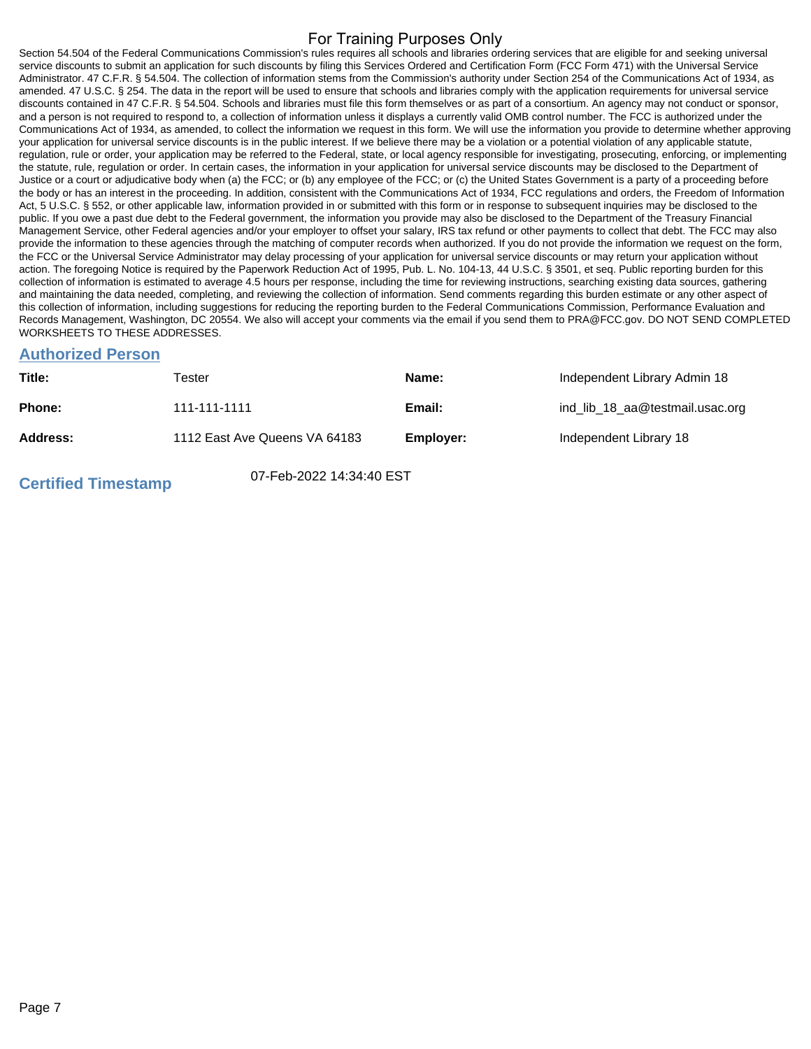For Training Purposes Only

Section 54.504 of the Federal Communications Commission's rules requires all schools and libraries ordering services that are eligible for and seeking universal service discounts to submit an application for such discounts by filing this Services Ordered and Certification Form (FCC Form 471) with the Universal Service Administrator. 47 C.F.R. § 54.504. The collection of information stems from the Commission's authority under Section 254 of the Communications Act of 1934, as amended. 47 U.S.C. § 254. The data in the report will be used to ensure that schools and libraries comply with the application requirements for universal service discounts contained in 47 C.F.R. § 54.504. Schools and libraries must file this form themselves or as part of a consortium. An agency may not conduct or sponsor, and a person is not required to respond to, a collection of information unless it displays a currently valid OMB control number. The FCC is authorized under the Communications Act of 1934, as amended, to collect the information we request in this form. We will use the information you provide to determine whether approving your application for universal service discounts is in the public interest. If we believe there may be a violation or a potential violation of any applicable statute, regulation, rule or order, your application may be referred to the Federal, state, or local agency responsible for investigating, prosecuting, enforcing, or implementing the statute, rule, regulation or order. In certain cases, the information in your application for universal service discounts may be disclosed to the Department of Justice or a court or adjudicative body when (a) the FCC; or (b) any employee of the FCC; or (c) the United States Government is a party of a proceeding before the body or has an interest in the proceeding. In addition, consistent with the Communications Act of 1934, FCC regulations and orders, the Freedom of Information Act, 5 U.S.C. § 552, or other applicable law, information provided in or submitted with this form or in response to subsequent inquiries may be disclosed to the public. If you owe a past due debt to the Federal government, the information you provide may also be disclosed to the Department of the Treasury Financial Management Service, other Federal agencies and/or your employer to offset your salary, IRS tax refund or other payments to collect that debt. The FCC may also provide the information to these agencies through the matching of computer records when authorized. If you do not provide the information we request on the form, the FCC or the Universal Service Administrator may delay processing of your application for universal service discounts or may return your application without action. The foregoing Notice is required by the Paperwork Reduction Act of 1995, Pub. L. No. 104-13, 44 U.S.C. § 3501, et seq. Public reporting burden for this collection of information is estimated to average 4.5 hours per response, including the time for reviewing instructions, searching existing data sources, gathering and maintaining the data needed, completing, and reviewing the collection of information. Send comments regarding this burden estimate or any other aspect of this collection of information, including suggestions for reducing the reporting burden to the Federal Communications Commission, Performance Evaluation and Records Management, Washington, DC 20554. We also will accept your comments via the email if you send them to PRA@FCC.gov. DO NOT SEND COMPLETED WORKSHEETS TO THESE ADDRESSES.

## Authorized Person

| | | | |
|---|---|---|---|
| **Title:** | Tester | **Name:** | Independent Library Admin 18 |
| **Phone:** | 111-111-1111 | **Email:** | ind_lib_18_aa@testmail.usac.org |
| **Address:** | 1112 East Ave Queens VA 64183 | **Employer:** | Independent Library 18 |

## Certified Timestamp

07-Feb-2022 14:34:40 EST